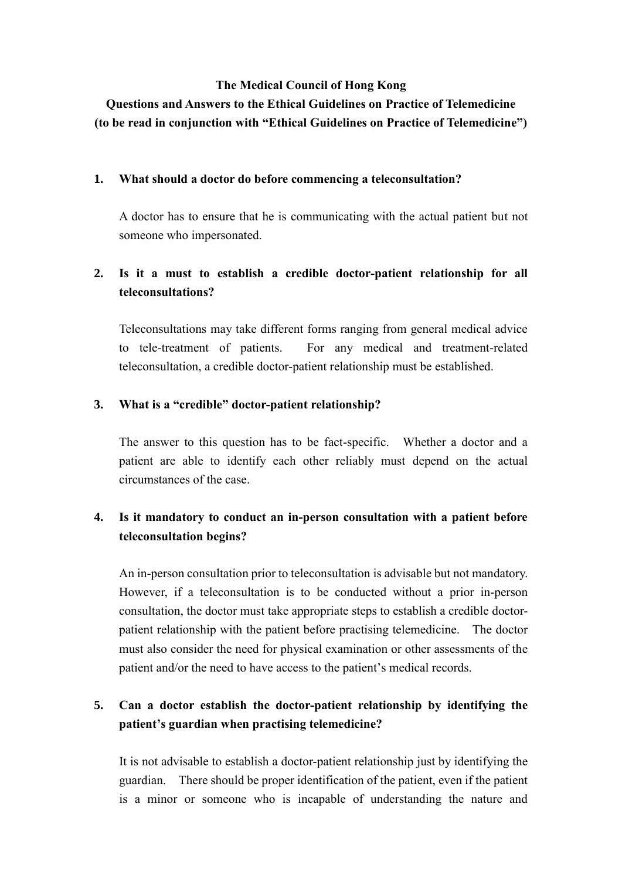**The Medical Council of Hong Kong**

**Questions and Answers to the Ethical Guidelines on Practice of Telemedicine**

**(to be read in conjunction with "Ethical Guidelines on Practice of Telemedicine")**

**1. What should a doctor do before commencing a teleconsultation?**

A doctor has to ensure that he is communicating with the actual patient but not someone who impersonated.

**2. Is it a must to establish a credible doctor-patient relationship for all teleconsultations?**

Teleconsultations may take different forms ranging from general medical advice to tele-treatment of patients. For any medical and treatment-related teleconsultation, a credible doctor-patient relationship must be established.

**3. What is a "credible" doctor-patient relationship?**

The answer to this question has to be fact-specific. Whether a doctor and a patient are able to identify each other reliably must depend on the actual circumstances of the case.

**4. Is it mandatory to conduct an in-person consultation with a patient before teleconsultation begins?**

An in-person consultation prior to teleconsultation is advisable but not mandatory. However, if a teleconsultation is to be conducted without a prior in-person consultation, the doctor must take appropriate steps to establish a credible doctor-patient relationship with the patient before practising telemedicine. The doctor must also consider the need for physical examination or other assessments of the patient and/or the need to have access to the patient's medical records.

**5. Can a doctor establish the doctor-patient relationship by identifying the patient's guardian when practising telemedicine?**

It is not advisable to establish a doctor-patient relationship just by identifying the guardian. There should be proper identification of the patient, even if the patient is a minor or someone who is incapable of understanding the nature and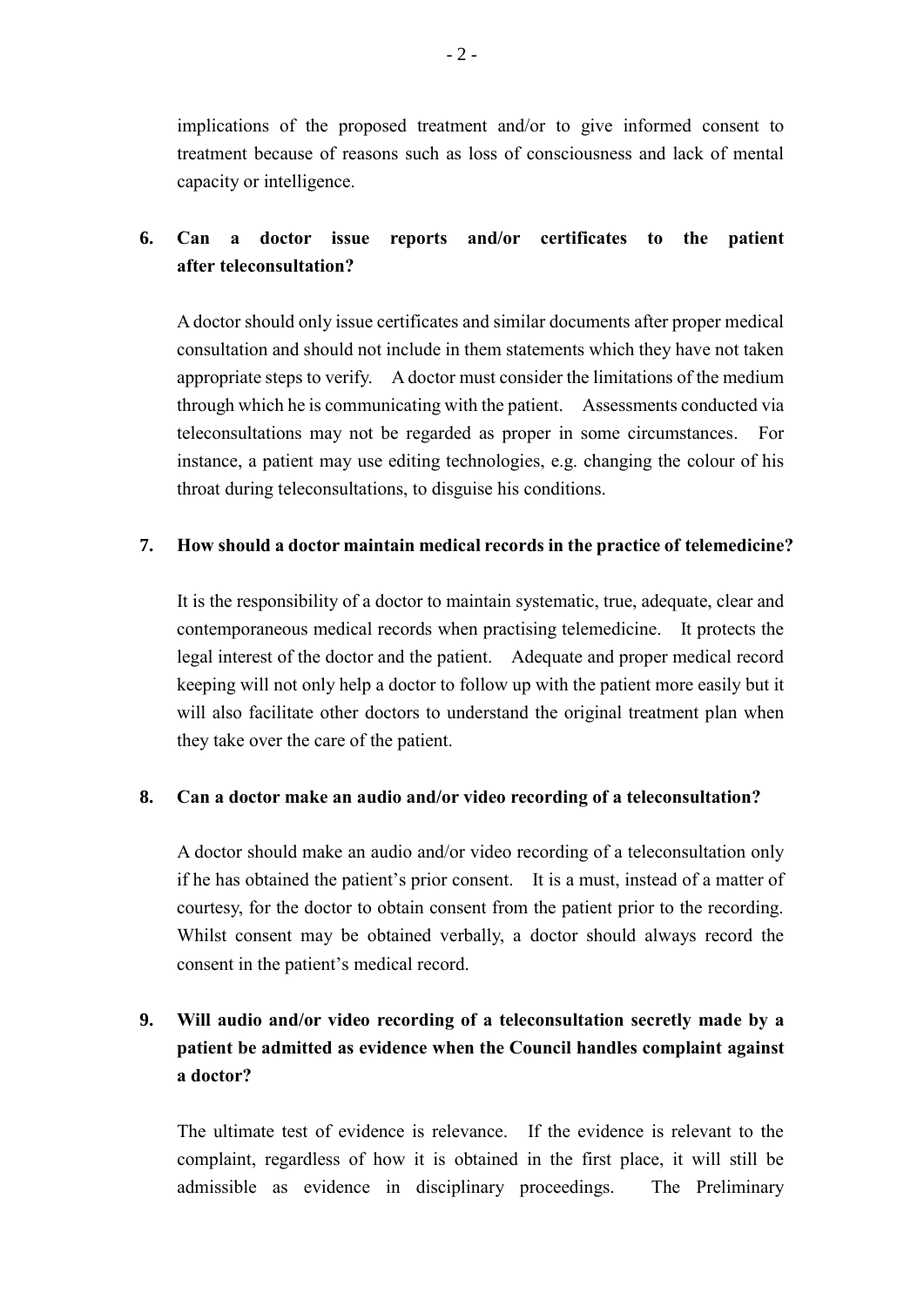implications of the proposed treatment and/or to give informed consent to treatment because of reasons such as loss of consciousness and lack of mental capacity or intelligence.

**6. Can a doctor issue reports and/or certificates to the patient after teleconsultation?**

A doctor should only issue certificates and similar documents after proper medical consultation and should not include in them statements which they have not taken appropriate steps to verify. A doctor must consider the limitations of the medium through which he is communicating with the patient. Assessments conducted via teleconsultations may not be regarded as proper in some circumstances. For instance, a patient may use editing technologies, e.g. changing the colour of his throat during teleconsultations, to disguise his conditions.

**7. How should a doctor maintain medical records in the practice of telemedicine?**

It is the responsibility of a doctor to maintain systematic, true, adequate, clear and contemporaneous medical records when practising telemedicine. It protects the legal interest of the doctor and the patient. Adequate and proper medical record keeping will not only help a doctor to follow up with the patient more easily but it will also facilitate other doctors to understand the original treatment plan when they take over the care of the patient.

**8. Can a doctor make an audio and/or video recording of a teleconsultation?**

A doctor should make an audio and/or video recording of a teleconsultation only if he has obtained the patient's prior consent. It is a must, instead of a matter of courtesy, for the doctor to obtain consent from the patient prior to the recording. Whilst consent may be obtained verbally, a doctor should always record the consent in the patient's medical record.

**9. Will audio and/or video recording of a teleconsultation secretly made by a patient be admitted as evidence when the Council handles complaint against a doctor?**

The ultimate test of evidence is relevance. If the evidence is relevant to the complaint, regardless of how it is obtained in the first place, it will still be admissible as evidence in disciplinary proceedings. The Preliminary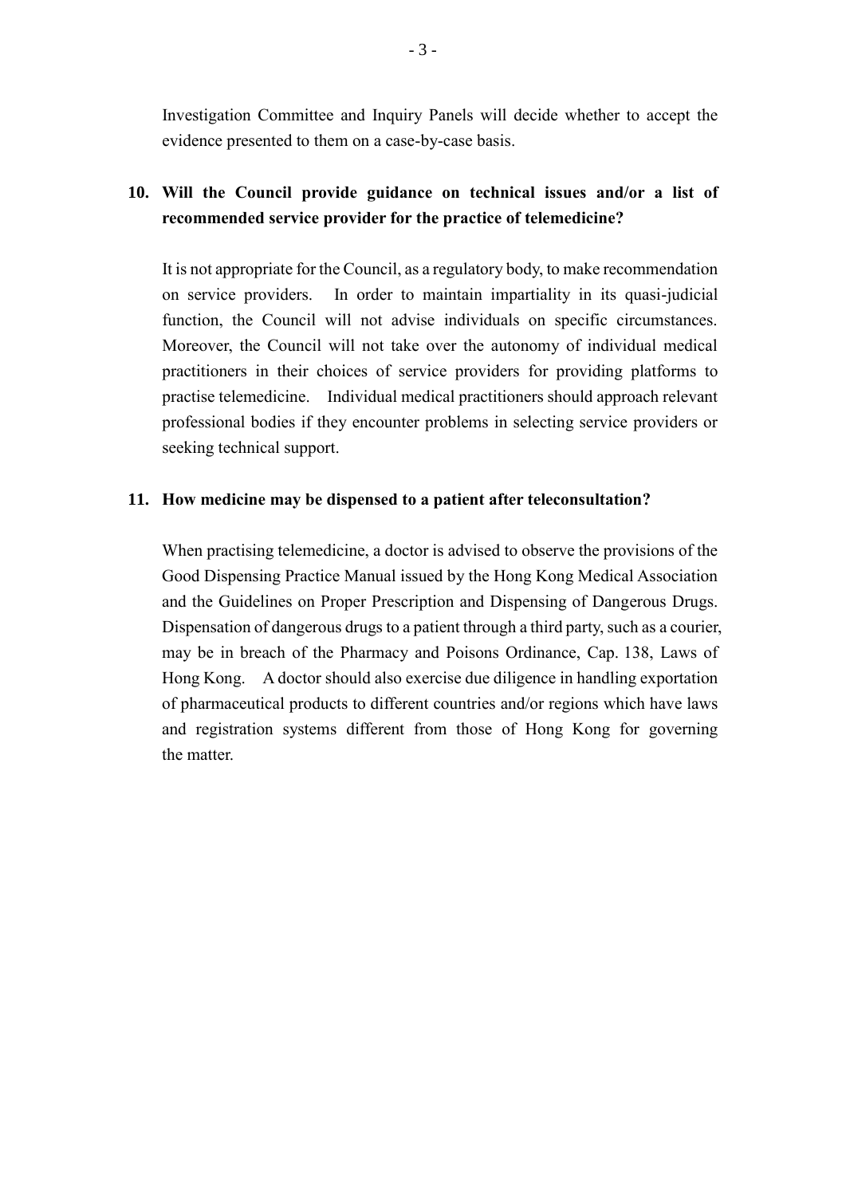Investigation Committee and Inquiry Panels will decide whether to accept the evidence presented to them on a case-by-case basis.

**10. Will the Council provide guidance on technical issues and/or a list of recommended service provider for the practice of telemedicine?**

It is not appropriate for the Council, as a regulatory body, to make recommendation on service providers. In order to maintain impartiality in its quasi-judicial function, the Council will not advise individuals on specific circumstances. Moreover, the Council will not take over the autonomy of individual medical practitioners in their choices of service providers for providing platforms to practise telemedicine. Individual medical practitioners should approach relevant professional bodies if they encounter problems in selecting service providers or seeking technical support.

**11. How medicine may be dispensed to a patient after teleconsultation?**

When practising telemedicine, a doctor is advised to observe the provisions of the Good Dispensing Practice Manual issued by the Hong Kong Medical Association and the Guidelines on Proper Prescription and Dispensing of Dangerous Drugs. Dispensation of dangerous drugs to a patient through a third party, such as a courier, may be in breach of the Pharmacy and Poisons Ordinance, Cap. 138, Laws of Hong Kong. A doctor should also exercise due diligence in handling exportation of pharmaceutical products to different countries and/or regions which have laws and registration systems different from those of Hong Kong for governing the matter.